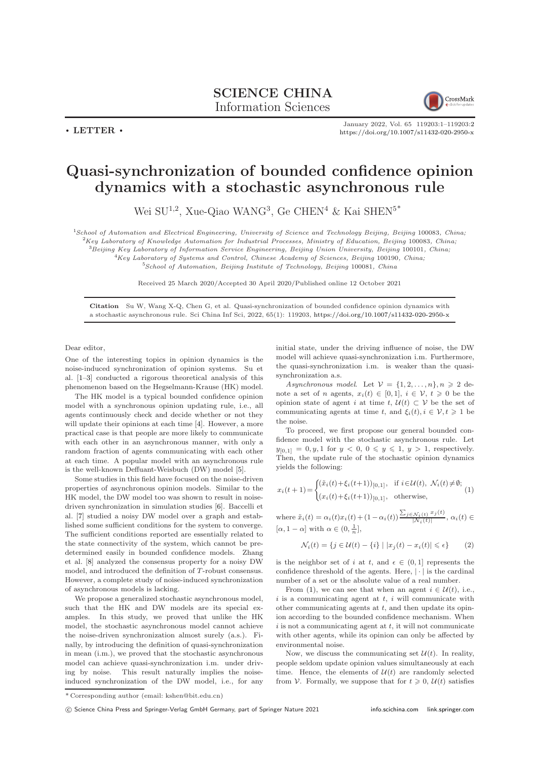**SCIENCE CHINA**
**Information Sciences**

• **LETTER** •

January 2022, Vol. 65 119203:1–119203:2
https://doi.org/10.1007/s11432-020-2950-x

# Quasi-synchronization of bounded confidence opinion dynamics with a stochastic asynchronous rule

Wei SU[1,2], Xue-Qiao WANG[3], Ge CHEN[4] & Kai SHEN[5*]

[1]*School of Automation and Electrical Engineering, University of Science and Technology Beijing, Beijing* 100083*, China;*
[2]*Key Laboratory of Knowledge Automation for Industrial Processes, Ministry of Education, Beijing* 100083*, China;*
[3]*Beijing Key Laboratory of Information Service Engineering, Beijing Union University, Beijing* 100101*, China;*
[4]*Key Laboratory of Systems and Control, Chinese Academy of Sciences, Beijing* 100190*, China;*
[5]*School of Automation, Beijing Institute of Technology, Beijing* 100081*, China*

Received 25 March 2020/Accepted 30 April 2020/Published online 12 October 2021

**Citation** Su W, Wang X-Q, Chen G, et al. Quasi-synchronization of bounded confidence opinion dynamics with a stochastic asynchronous rule. Sci China Inf Sci, 2022, 65(1): 119203, https://doi.org/10.1007/s11432-020-2950-x

Dear editor,

One of the interesting topics in opinion dynamics is the noise-induced synchronization of opinion systems. Su et al. [1–3] conducted a rigorous theoretical analysis of this phenomenon based on the Hegselmann-Krause (HK) model.

The HK model is a typical bounded confidence opinion model with a synchronous opinion updating rule, i.e., all agents continuously check and decide whether or not they will update their opinions at each time [4]. However, a more practical case is that people are more likely to communicate with each other in an asynchronous manner, with only a random fraction of agents communicating with each other at each time. A popular model with an asynchronous rule is the well-known Deffuant-Weisbuch (DW) model [5].

Some studies in this field have focused on the noise-driven properties of asynchronous opinion models. Similar to the HK model, the DW model too was shown to result in noise-driven synchronization in simulation studies [6]. Baccelli et al. [7] studied a noisy DW model over a graph and established some sufficient conditions for the system to converge. The sufficient conditions reported are essentially related to the state connectivity of the system, which cannot be predetermined easily in bounded confidence models. Zhang et al. [8] analyzed the consensus property for a noisy DW model, and introduced the definition of $T$-robust consensus. However, a complete study of noise-induced synchronization of asynchronous models is lacking.

We propose a generalized stochastic asynchronous model, such that the HK and DW models are its special examples. In this study, we proved that unlike the HK model, the stochastic asynchronous model cannot achieve the noise-driven synchronization almost surely (a.s.). Finally, by introducing the definition of quasi-synchronization in mean (i.m.), we proved that the stochastic asynchronous model can achieve quasi-synchronization i.m. under driving by noise. This result naturally implies the noise-induced synchronization of the DW model, i.e., for any initial state, under the driving influence of noise, the DW model will achieve quasi-synchronization i.m. Furthermore, the quasi-synchronization i.m. is weaker than the quasi-synchronization a.s.

*Asynchronous model.* Let $\mathcal{V} = \{1, 2, \ldots, n\}, n \geqslant 2$ denote a set of $n$ agents, $x_i(t) \in [0, 1]$, $i \in \mathcal{V}$, $t \geqslant 0$ be the opinion state of agent $i$ at time $t$, $\mathcal{U}(t) \subset \mathcal{V}$ be the set of communicating agents at time $t$, and $\xi_i(t), i \in \mathcal{V}, t \geqslant 1$ be the noise.

To proceed, we first propose our general bounded confidence model with the stochastic asynchronous rule. Let $y_{[0,1]} = 0, y, 1$ for $y < 0$, $0 \leqslant y \leqslant 1$, $y > 1$, respectively. Then, the update rule of the stochastic opinion dynamics yields the following:

$$x_i(t+1) = \begin{cases} (\tilde{x}_i(t) + \xi_i(t+1))_{[0,1]}, & \text{if } i \in \mathcal{U}(t),\ \mathcal{N}_i(t) \neq \emptyset; \\ (x_i(t) + \xi_i(t+1))_{[0,1]}, & \text{otherwise}, \end{cases} \tag{1}$$

where $\tilde{x}_i(t) = \alpha_i(t)x_i(t) + (1 - \alpha_i(t))\frac{\sum_{j \in \mathcal{N}_i(t)} x_j(t)}{|\mathcal{N}_i(t)|}$, $\alpha_i(t) \in [\alpha, 1 - \alpha]$ with $\alpha \in (0, \frac{1}{n}]$,

$$\mathcal{N}_i(t) = \{j \in \mathcal{U}(t) - \{i\} \mid |x_j(t) - x_i(t)| \leqslant \epsilon\} \tag{2}$$

is the neighbor set of $i$ at $t$, and $\epsilon \in (0, 1]$ represents the confidence threshold of the agents. Here, $|\cdot|$ is the cardinal number of a set or the absolute value of a real number.

From (1), we can see that when an agent $i \in \mathcal{U}(t)$, i.e., $i$ is a communicating agent at $t$, $i$ will communicate with other communicating agents at $t$, and then update its opinion according to the bounded confidence mechanism. When $i$ is not a communicating agent at $t$, it will not communicate with other agents, while its opinion can only be affected by environmental noise.

Now, we discuss the communicating set $\mathcal{U}(t)$. In reality, people seldom update opinion values simultaneously at each time. Hence, the elements of $\mathcal{U}(t)$ are randomly selected from $\mathcal{V}$. Formally, we suppose that for $t \geqslant 0$, $\mathcal{U}(t)$ satisfies

\* Corresponding author (email: kshen@bit.edu.cn)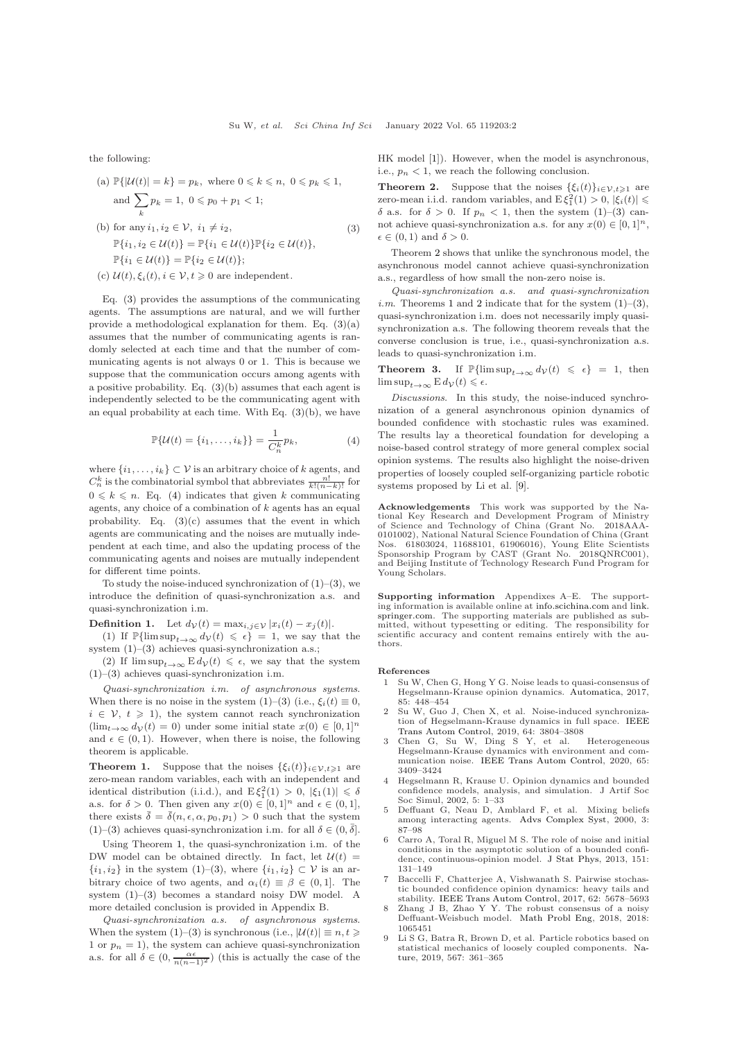the following:

$$
\begin{aligned}
&\text{(a) } \mathbb{P}\{|\mathcal{U}(t)|=k\}=p_k, \text{ where } 0 \leqslant k \leqslant n,\ 0 \leqslant p_k \leqslant 1, \\
&\quad \text{and } \sum_k p_k = 1,\ 0 \leqslant p_0 + p_1 < 1; \\
&\text{(b) for any } i_1, i_2 \in \mathcal{V},\ i_1 \neq i_2, \\
&\quad \mathbb{P}\{i_1, i_2 \in \mathcal{U}(t)\} = \mathbb{P}\{i_1 \in \mathcal{U}(t)\}\mathbb{P}\{i_2 \in \mathcal{U}(t)\}, \\
&\quad \mathbb{P}\{i_1 \in \mathcal{U}(t)\} = \mathbb{P}\{i_2 \in \mathcal{U}(t)\}; \\
&\text{(c) } \mathcal{U}(t), \xi_i(t), i \in \mathcal{V}, t \geqslant 0 \text{ are independent.}
\end{aligned} \tag{3}
$$

Eq. (3) provides the assumptions of the communicating agents. The assumptions are natural, and we will further provide a methodological explanation for them. Eq. (3)(a) assumes that the number of communicating agents is randomly selected at each time and that the number of communicating agents is not always 0 or 1. This is because we suppose that the communication occurs among agents with a positive probability. Eq. (3)(b) assumes that each agent is independently selected to be the communicating agent with an equal probability at each time. With Eq. (3)(b), we have

$$
\mathbb{P}\{\mathcal{U}(t) = \{i_1, \ldots, i_k\}\} = \frac{1}{C_n^k} p_k, \tag{4}
$$

where $\{i_1, \ldots, i_k\} \subset \mathcal{V}$ is an arbitrary choice of $k$ agents, and $C_n^k$ is the combinatorial symbol that abbreviates $\frac{n!}{k!(n-k)!}$ for $0 \leqslant k \leqslant n$. Eq. (4) indicates that given $k$ communicating agents, any choice of a combination of $k$ agents has an equal probability. Eq. (3)(c) assumes that the event in which agents are communicating and the noises are mutually independent at each time, and also the updating process of the communicating agents and noises are mutually independent for different time points.

To study the noise-induced synchronization of (1)–(3), we introduce the definition of quasi-synchronization a.s. and quasi-synchronization i.m.

**Definition 1.** Let $d_{\mathcal{V}}(t) = \max_{i,j \in \mathcal{V}} |x_i(t) - x_j(t)|$.

(1) If $\mathbb{P}\{\limsup_{t\to\infty} d_{\mathcal{V}}(t) \leqslant \epsilon\} = 1$, we say that the system (1)–(3) achieves quasi-synchronization a.s.;

(2) If $\limsup_{t\to\infty} \mathrm{E}\, d_{\mathcal{V}}(t) \leqslant \epsilon$, we say that the system (1)–(3) achieves quasi-synchronization i.m.

*Quasi-synchronization i.m. of asynchronous systems.* When there is no noise in the system (1)–(3) (i.e., $\xi_i(t) \equiv 0$, $i \in \mathcal{V}$, $t \geqslant 1$), the system cannot reach synchronization ($\lim_{t\to\infty} d_{\mathcal{V}}(t) = 0$) under some initial state $x(0) \in [0,1]^n$ and $\epsilon \in (0,1)$. However, when there is noise, the following theorem is applicable.

**Theorem 1.** Suppose that the noises $\{\xi_i(t)\}_{i\in\mathcal{V},t\geqslant 1}$ are zero-mean random variables, each with an independent and identical distribution (i.i.d.), and $\mathrm{E}\,\xi_1^2(1) > 0$, $|\xi_1(1)| \leqslant \delta$ a.s. for $\delta > 0$. Then given any $x(0) \in [0,1]^n$ and $\epsilon \in (0,1]$, there exists $\bar{\delta} = \bar{\delta}(n, \epsilon, \alpha, p_0, p_1) > 0$ such that the system (1)–(3) achieves quasi-synchronization i.m. for all $\delta \in (0, \bar{\delta}]$.

Using Theorem 1, the quasi-synchronization i.m. of the DW model can be obtained directly. In fact, let $\mathcal{U}(t) = \{i_1, i_2\}$ in the system (1)–(3), where $\{i_1, i_2\} \subset \mathcal{V}$ is an arbitrary choice of two agents, and $\alpha_i(t) \equiv \beta \in (0,1]$. The system (1)–(3) becomes a standard noisy DW model. A more detailed conclusion is provided in Appendix B.

*Quasi-synchronization a.s. of asynchronous systems.* When the system (1)–(3) is synchronous (i.e., $|\mathcal{U}(t)| \equiv n$, $t \geqslant 1$ or $p_n = 1$), the system can achieve quasi-synchronization a.s. for all $\delta \in (0, \frac{\alpha\epsilon}{n(n-1)^2})$ (this is actually the case of the HK model [1]). However, when the model is asynchronous, i.e., $p_n < 1$, we reach the following conclusion.

**Theorem 2.** Suppose that the noises $\{\xi_i(t)\}_{i\in\mathcal{V},t\geqslant 1}$ are zero-mean i.i.d. random variables, and $\mathrm{E}\,\xi_1^2(1) > 0$, $|\xi_i(t)| \leqslant \delta$ a.s. for $\delta > 0$. If $p_n < 1$, then the system (1)–(3) cannot achieve quasi-synchronization a.s. for any $x(0) \in [0,1]^n$, $\epsilon \in (0,1)$ and $\delta > 0$.

Theorem 2 shows that unlike the synchronous model, the asynchronous model cannot achieve quasi-synchronization a.s., regardless of how small the non-zero noise is.

*Quasi-synchronization a.s. and quasi-synchronization i.m.* Theorems 1 and 2 indicate that for the system (1)–(3), quasi-synchronization i.m. does not necessarily imply quasi-synchronization a.s. The following theorem reveals that the converse conclusion is true, i.e., quasi-synchronization a.s. leads to quasi-synchronization i.m.

**Theorem 3.** If $\mathbb{P}\{\limsup_{t\to\infty} d_{\mathcal{V}}(t) \leqslant \epsilon\} = 1$, then $\limsup_{t\to\infty} \mathrm{E}\, d_{\mathcal{V}}(t) \leqslant \epsilon$.

*Discussions.* In this study, the noise-induced synchronization of a general asynchronous opinion dynamics of bounded confidence with stochastic rules was examined. The results lay a theoretical foundation for developing a noise-based control strategy of more general complex social opinion systems. The results also highlight the noise-driven properties of loosely coupled self-organizing particle robotic systems proposed by Li et al. [9].

**Acknowledgements** This work was supported by the National Key Research and Development Program of Ministry of Science and Technology of China (Grant No. 2018AAA0101002), National Natural Science Foundation of China (Grant Nos. 61803024, 11688101, 61906016), Young Elite Scientists Sponsorship Program by CAST (Grant No. 2018QNRC001), and Beijing Institute of Technology Research Fund Program for Young Scholars.

**Supporting information** Appendixes A–E. The supporting information is available online at info.scichina.com and link.springer.com. The supporting materials are published as submitted, without typesetting or editing. The responsibility for scientific accuracy and content remains entirely with the authors.

## References

1. Su W, Chen G, Hong Y G. Noise leads to quasi-consensus of Hegselmann-Krause opinion dynamics. Automatica, 2017, 85: 448–454
2. Su W, Guo J, Chen X, et al. Noise-induced synchronization of Hegselmann-Krause dynamics in full space. IEEE Trans Autom Control, 2019, 64: 3804–3808
3. Chen G, Su W, Ding S Y, et al. Heterogeneous Hegselmann-Krause dynamics with environment and communication noise. IEEE Trans Autom Control, 2020, 65: 3409–3424
4. Hegselmann R, Krause U. Opinion dynamics and bounded confidence models, analysis, and simulation. J Artif Soc Soc Simul, 2002, 5: 1–33
5. Deffuant G, Neau D, Amblard F, et al. Mixing beliefs among interacting agents. Advs Complex Syst, 2000, 3: 87–98
6. Carro A, Toral R, Miguel M S. The role of noise and initial conditions in the asymptotic solution of a bounded confidence, continuous-opinion model. J Stat Phys, 2013, 151: 131–149
7. Baccelli F, Chatterjee A, Vishwanath S. Pairwise stochastic bounded confidence opinion dynamics: heavy tails and stability. IEEE Trans Autom Control, 2017, 62: 5678–5693
8. Zhang J B, Zhao Y Y. The robust consensus of a noisy Deffuant-Weisbuch model. Math Probl Eng, 2018, 2018: 1065451
9. Li S G, Batra R, Brown D, et al. Particle robotics based on statistical mechanics of loosely coupled components. Nature, 2019, 567: 361–365